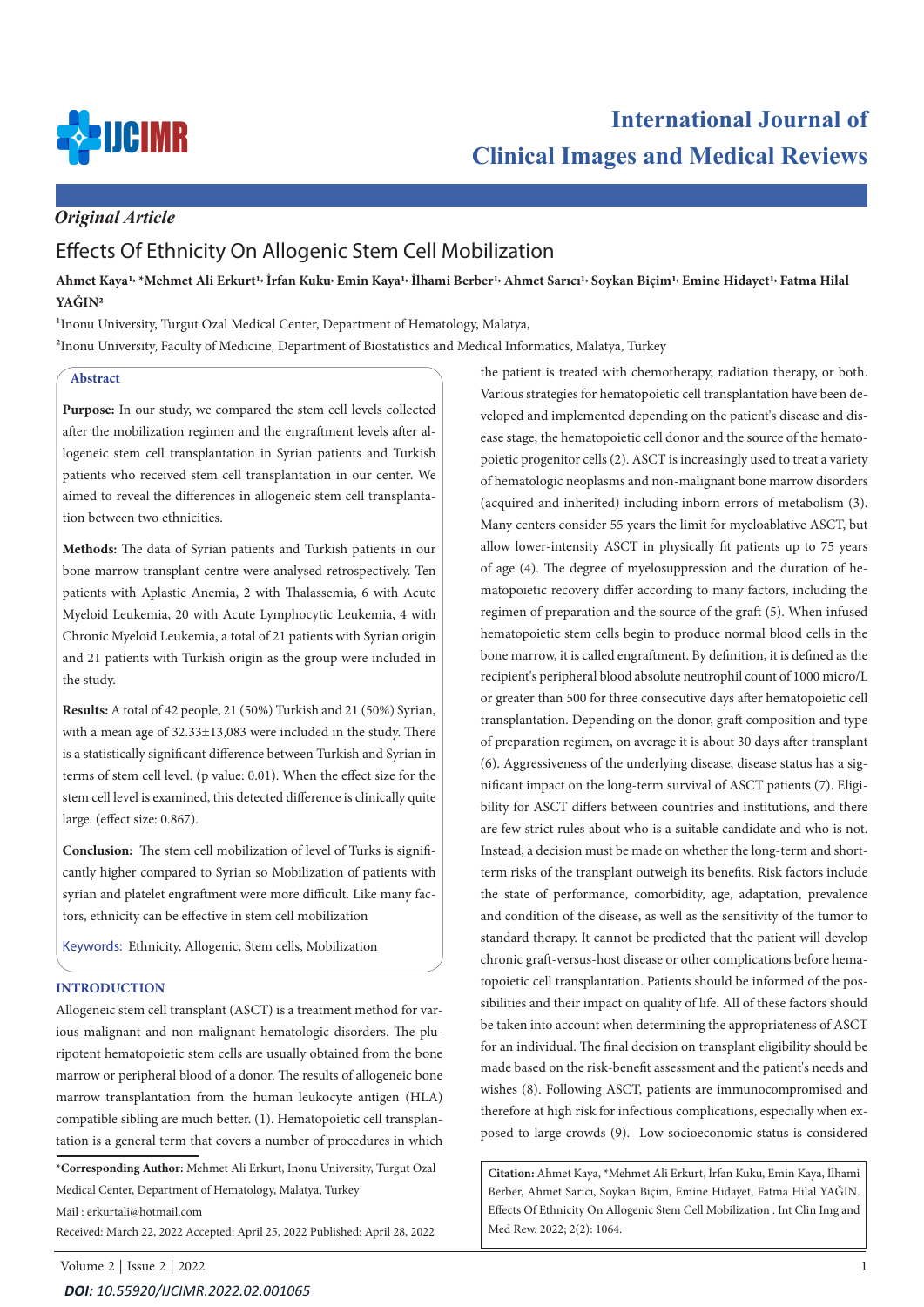*Original Article*

# Effects Of Ethnicity On Allogenic Stem Cell Mobilization

**Ahmet Kaya[1], *Mehmet Ali Erkurt[1], İrfan Kuku, Emin Kaya[1], İlhami Berber[1], Ahmet Sarıcı[1], Soykan Biçim[1], Emine Hidayet[1], Fatma Hilal YAĞIN[2]**

[1]Inonu University, Turgut Ozal Medical Center, Department of Hematology, Malatya,

[2]Inonu University, Faculty of Medicine, Department of Biostatistics and Medical Informatics, Malatya, Turkey

## Abstract

**Purpose:** In our study, we compared the stem cell levels collected after the mobilization regimen and the engraftment levels after allogeneic stem cell transplantation in Syrian patients and Turkish patients who received stem cell transplantation in our center. We aimed to reveal the differences in allogeneic stem cell transplantation between two ethnicities.

**Methods:** The data of Syrian patients and Turkish patients in our bone marrow transplant centre were analysed retrospectively. Ten patients with Aplastic Anemia, 2 with Thalassemia, 6 with Acute Myeloid Leukemia, 20 with Acute Lymphocytic Leukemia, 4 with Chronic Myeloid Leukemia, a total of 21 patients with Syrian origin and 21 patients with Turkish origin as the group were included in the study.

**Results:** A total of 42 people, 21 (50%) Turkish and 21 (50%) Syrian, with a mean age of 32.33±13,083 were included in the study. There is a statistically significant difference between Turkish and Syrian in terms of stem cell level. (p value: 0.01). When the effect size for the stem cell level is examined, this detected difference is clinically quite large. (effect size: 0.867).

**Conclusion:** The stem cell mobilization of level of Turks is significantly higher compared to Syrian so Mobilization of patients with syrian and platelet engraftment were more difficult. Like many factors, ethnicity can be effective in stem cell mobilization

Keywords: Ethnicity, Allogenic, Stem cells, Mobilization

## INTRODUCTION

Allogeneic stem cell transplant (ASCT) is a treatment method for various malignant and non-malignant hematologic disorders. The pluripotent hematopoietic stem cells are usually obtained from the bone marrow or peripheral blood of a donor. The results of allogeneic bone marrow transplantation from the human leukocyte antigen (HLA) compatible sibling are much better. (1). Hematopoietic cell transplantation is a general term that covers a number of procedures in which the patient is treated with chemotherapy, radiation therapy, or both. Various strategies for hematopoietic cell transplantation have been developed and implemented depending on the patient's disease and disease stage, the hematopoietic cell donor and the source of the hematopoietic progenitor cells (2). ASCT is increasingly used to treat a variety of hematologic neoplasms and non-malignant bone marrow disorders (acquired and inherited) including inborn errors of metabolism (3). Many centers consider 55 years the limit for myeloablative ASCT, but allow lower-intensity ASCT in physically fit patients up to 75 years of age (4). The degree of myelosuppression and the duration of hematopoietic recovery differ according to many factors, including the regimen of preparation and the source of the graft (5). When infused hematopoietic stem cells begin to produce normal blood cells in the bone marrow, it is called engraftment. By definition, it is defined as the recipient's peripheral blood absolute neutrophil count of 1000 micro/L or greater than 500 for three consecutive days after hematopoietic cell transplantation. Depending on the donor, graft composition and type of preparation regimen, on average it is about 30 days after transplant (6). Aggressiveness of the underlying disease, disease status has a significant impact on the long-term survival of ASCT patients (7). Eligibility for ASCT differs between countries and institutions, and there are few strict rules about who is a suitable candidate and who is not. Instead, a decision must be made on whether the long-term and short-term risks of the transplant outweigh its benefits. Risk factors include the state of performance, comorbidity, age, adaptation, prevalence and condition of the disease, as well as the sensitivity of the tumor to standard therapy. It cannot be predicted that the patient will develop chronic graft-versus-host disease or other complications before hematopoietic cell transplantation. Patients should be informed of the possibilities and their impact on quality of life. All of these factors should be taken into account when determining the appropriateness of ASCT for an individual. The final decision on transplant eligibility should be made based on the risk-benefit assessment and the patient's needs and wishes (8). Following ASCT, patients are immunocompromised and therefore at high risk for infectious complications, especially when exposed to large crowds (9). Low socioeconomic status is considered

**\*Corresponding Author:** Mehmet Ali Erkurt, Inonu University, Turgut Ozal Medical Center, Department of Hematology, Malatya, Turkey

Mail : erkurtali@hotmail.com

Received: March 22, 2022 Accepted: April 25, 2022 Published: April 28, 2022

**Citation:** Ahmet Kaya, *Mehmet Ali Erkurt, İrfan Kuku, Emin Kaya, İlhami Berber, Ahmet Sarıcı, Soykan Biçim, Emine Hidayet, Fatma Hilal YAĞIN. Effects Of Ethnicity On Allogenic Stem Cell Mobilization . Int Clin Img and Med Rew. 2022; 2(2): 1064.

***DOI: 10.55920/IJCIMR.2022.02.001065***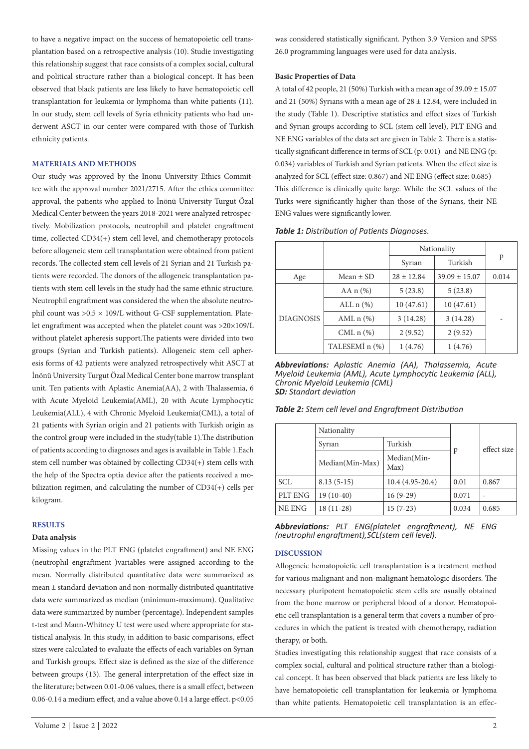to have a negative impact on the success of hematopoietic cell transplantation based on a retrospective analysis (10). Studie investigating this relationship suggest that race consists of a complex social, cultural and political structure rather than a biological concept. It has been observed that black patients are less likely to have hematopoietic cell transplantation for leukemia or lymphoma than white patients (11). In our study, stem cell levels of Syria ethnicity patients who had underwent ASCT in our center were compared with those of Turkish ethnicity patients.

## MATERIALS AND METHODS

Our study was approved by the Inonu University Ethics Committee with the approval number 2021/2715. After the ethics committee approval, the patients who applied to İnönü University Turgut Özal Medical Center between the years 2018-2021 were analyzed retrospectively. Mobilization protocols, neutrophil and platelet engraftment time, collected CD34(+) stem cell level, and chemotherapy protocols before allogeneic stem cell transplantation were obtained from patient records. The collected stem cell levels of 21 Syrian and 21 Turkish patients were recorded. The donors of the allogeneic transplantation patients with stem cell levels in the study had the same ethnic structure. Neutrophil engraftment was considered the when the absolute neutrophil count was $>0.5 \times 109/L$ without G-CSF supplementation. Platelet engraftment was accepted when the platelet count was $>20\times109/L$ without platelet apheresis support.The patients were divided into two groups (Syrian and Turkish patients). Allogeneic stem cell apheresis forms of 42 patients were analyzed retrospectively whit ASCT at İnönü University Turgut Özal Medical Center bone marrow transplant unit. Ten patients with Aplastic Anemia(AA), 2 with Thalassemia, 6 with Acute Myeloid Leukemia(AML), 20 with Acute Lymphocytic Leukemia(ALL), 4 with Chronic Myeloid Leukemia(CML), a total of 21 patients with Syrian origin and 21 patients with Turkish origin as the control group were included in the study(table 1).The distribution of patients according to diagnoses and ages is available in Table 1.Each stem cell number was obtained by collecting CD34(+) stem cells with the help of the Spectra optia device after the patients received a mobilization regimen, and calculating the number of CD34(+) cells per kilogram.

## RESULTS

### Data analysis

Missing values in the PLT ENG (platelet engraftment) and NE ENG (neutrophıl engraftment )variables were assigned according to the mean. Normally distributed quantitative data were summarized as mean ± standard deviation and non-normally distributed quantitative data were summarized as median (minimum-maximum). Qualitative data were summarized by number (percentage). Independent samples t-test and Mann-Whitney U test were used where appropriate for statistical analysis. In this study, in addition to basic comparisons, effect sizes were calculated to evaluate the effects of each variables on Syrıan and Turkish groups. Effect size is defined as the size of the difference between groups (13). The general interpretation of the effect size in the literature; between 0.01-0.06 values, there is a small effect, between 0.06-0.14 a medium effect, and a value above 0.14 a large effect. $p<0.05$ was considered statistically significant. Python 3.9 Version and SPSS 26.0 programming languages were used for data analysis.

### Basic Properties of Data

A total of 42 people, 21 (50%) Turkish with a mean age of 39.09 ± 15.07 and 21 (50%) Syrıans with a mean age of 28 ± 12.84, were included in the study (Table 1). Descriptive statistics and effect sizes of Turkish and Syrıan groups according to SCL (stem cell level), PLT ENG and NE ENG variables of the data set are given in Table 2. There is a statistically significant difference in terms of SCL (p: 0.01) and NE ENG (p: 0.034) variables of Turkish and Syrian patients. When the effect size is analyzed for SCL (effect size: 0.867) and NE ENG (effect size: 0.685) This difference is clinically quite large. While the SCL values of the Turks were significantly higher than those of the Syrıans, their NE ENG values were significantly lower.

***Table 1:*** *Distribution of Patients Diagnoses.*

| | | Nationality | | p |
|---|---|---|---|---|
| | | Syrıan | Turkish | |
| Age | Mean ± SD | 28 ± 12.84 | 39.09 ± 15.07 | 0.014 |
| DIAGNOSIS | AA n (%) | 5 (23.8) | 5 (23.8) | - |
| | ALL n (%) | 10 (47.61) | 10 (47.61) | |
| | AML n (%) | 3 (14.28) | 3 (14.28) | |
| | CML n (%) | 2 (9.52) | 2 (9.52) | |
| | TALESEMİ n (%) | 1 (4.76) | 1 (4.76) | |

***Abbreviations:*** *Aplastic Anemia (AA), Thalassemia, Acute Myeloid Leukemia (AML), Acute Lymphocytic Leukemia (ALL), Chronic Myeloid Leukemia (CML)*
***SD:*** *Standart deviation*

***Table 2:*** *Stem cell level and Engraftment Distribution*

| | Nationality | | p | effect size |
|---|---|---|---|---|
| | Syrıan | Turkish | | |
| | Median(Min-Max) | Median(Min-Max) | | |
| SCL | 8.13 (5-15) | 10.4 (4.95-20.4) | 0.01 | 0.867 |
| PLT ENG | 19 (10-40) | 16 (9-29) | 0.071 | - |
| NE ENG | 18 (11-28) | 15 (7-23) | 0.034 | 0.685 |

***Abbreviations:*** *PLT ENG(platelet engraftment), NE ENG (neutrophıl engraftment),SCL(stem cell level).*

## DISCUSSION

Allogeneic hematopoietic cell transplantation is a treatment method for various malignant and non-malignant hematologic disorders. The necessary pluripotent hematopoietic stem cells are usually obtained from the bone marrow or peripheral blood of a donor. Hematopoietic cell transplantation is a general term that covers a number of procedures in which the patient is treated with chemotherapy, radiation therapy, or both.

Studies investigating this relationship suggest that race consists of a complex social, cultural and political structure rather than a biological concept. It has been observed that black patients are less likely to have hematopoietic cell transplantation for leukemia or lymphoma than white patients. Hematopoietic cell transplantation is an effec-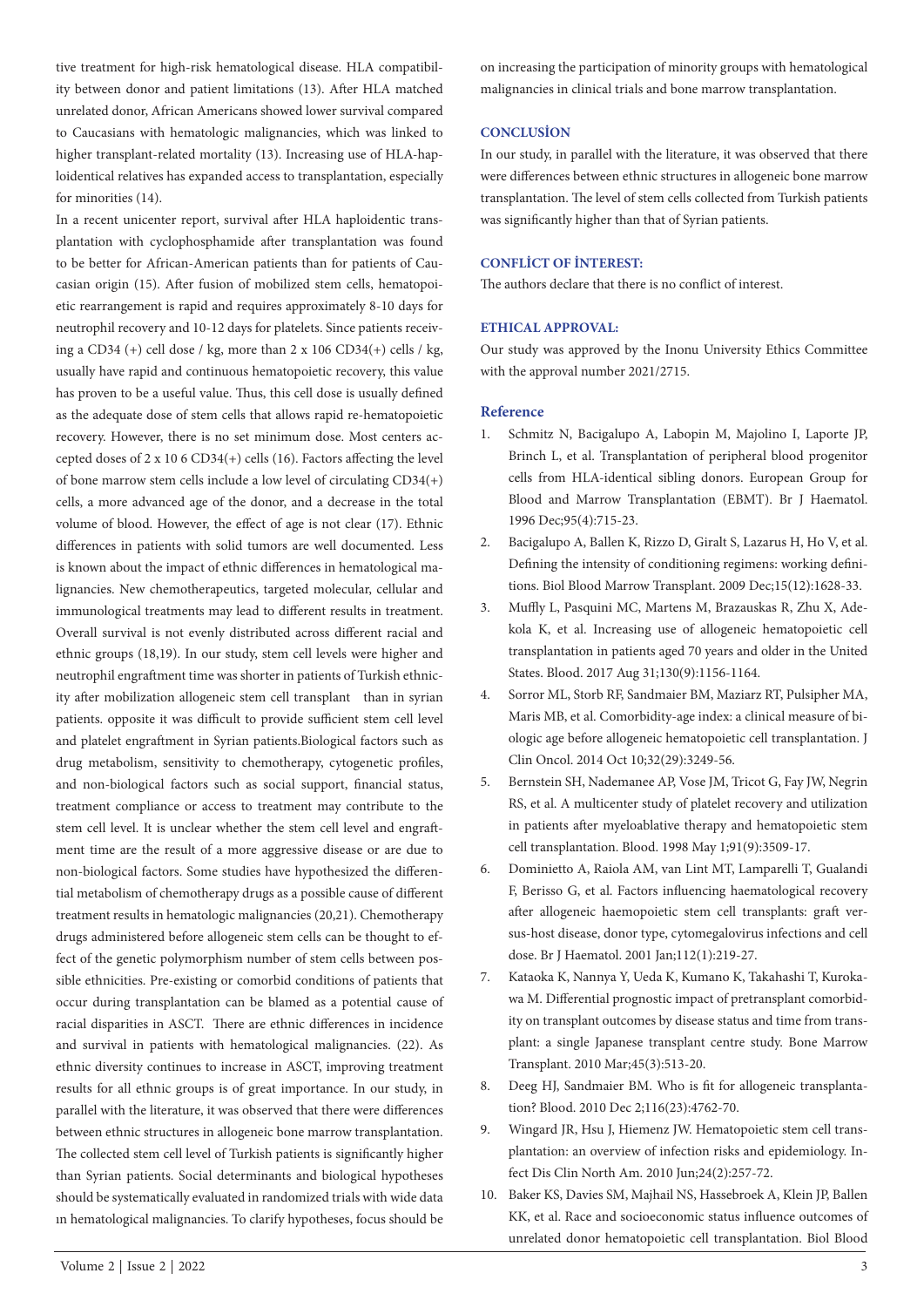tive treatment for high-risk hematological disease. HLA compatibility between donor and patient limitations (13). After HLA matched unrelated donor, African Americans showed lower survival compared to Caucasians with hematologic malignancies, which was linked to higher transplant-related mortality (13). Increasing use of HLA-haploidentical relatives has expanded access to transplantation, especially for minorities (14).

In a recent unicenter report, survival after HLA haploidentic transplantation with cyclophosphamide after transplantation was found to be better for African-American patients than for patients of Caucasian origin (15). After fusion of mobilized stem cells, hematopoietic rearrangement is rapid and requires approximately 8-10 days for neutrophil recovery and 10-12 days for platelets. Since patients receiving a CD34 (+) cell dose / kg, more than 2 x 106 CD34(+) cells / kg, usually have rapid and continuous hematopoietic recovery, this value has proven to be a useful value. Thus, this cell dose is usually defined as the adequate dose of stem cells that allows rapid re-hematopoietic recovery. However, there is no set minimum dose. Most centers accepted doses of 2 x 10 6 CD34(+) cells (16). Factors affecting the level of bone marrow stem cells include a low level of circulating CD34(+) cells, a more advanced age of the donor, and a decrease in the total volume of blood. However, the effect of age is not clear (17). Ethnic differences in patients with solid tumors are well documented. Less is known about the impact of ethnic differences in hematological malignancies. New chemotherapeutics, targeted molecular, cellular and immunological treatments may lead to different results in treatment. Overall survival is not evenly distributed across different racial and ethnic groups (18,19). In our study, stem cell levels were higher and neutrophil engraftment time was shorter in patients of Turkish ethnicity after mobilization allogeneic stem cell transplant than in syrian patients. opposite it was difficult to provide sufficient stem cell level and platelet engraftment in Syrian patients.Biological factors such as drug metabolism, sensitivity to chemotherapy, cytogenetic profiles, and non-biological factors such as social support, financial status, treatment compliance or access to treatment may contribute to the stem cell level. It is unclear whether the stem cell level and engraftment time are the result of a more aggressive disease or are due to non-biological factors. Some studies have hypothesized the differential metabolism of chemotherapy drugs as a possible cause of different treatment results in hematologic malignancies (20,21). Chemotherapy drugs administered before allogeneic stem cells can be thought to effect of the genetic polymorphism number of stem cells between possible ethnicities. Pre-existing or comorbid conditions of patients that occur during transplantation can be blamed as a potential cause of racial disparities in ASCT. There are ethnic differences in incidence and survival in patients with hematological malignancies. (22). As ethnic diversity continues to increase in ASCT, improving treatment results for all ethnic groups is of great importance. In our study, in parallel with the literature, it was observed that there were differences between ethnic structures in allogeneic bone marrow transplantation. The collected stem cell level of Turkish patients is significantly higher than Syrian patients. Social determinants and biological hypotheses should be systematically evaluated in randomized trials with wide data ın hematological malignancies. To clarify hypotheses, focus should be on increasing the participation of minority groups with hematological malignancies in clinical trials and bone marrow transplantation.

## CONCLUSİON

In our study, in parallel with the literature, it was observed that there were differences between ethnic structures in allogeneic bone marrow transplantation. The level of stem cells collected from Turkish patients was significantly higher than that of Syrian patients.

## CONFLİCT OF İNTEREST:

The authors declare that there is no conflict of interest.

## ETHICAL APPROVAL:

Our study was approved by the Inonu University Ethics Committee with the approval number 2021/2715.

## Reference

1. Schmitz N, Bacigalupo A, Labopin M, Majolino I, Laporte JP, Brinch L, et al. Transplantation of peripheral blood progenitor cells from HLA-identical sibling donors. European Group for Blood and Marrow Transplantation (EBMT). Br J Haematol. 1996 Dec;95(4):715-23.
2. Bacigalupo A, Ballen K, Rizzo D, Giralt S, Lazarus H, Ho V, et al. Defining the intensity of conditioning regimens: working definitions. Biol Blood Marrow Transplant. 2009 Dec;15(12):1628-33.
3. Muffly L, Pasquini MC, Martens M, Brazauskas R, Zhu X, Adekola K, et al. Increasing use of allogeneic hematopoietic cell transplantation in patients aged 70 years and older in the United States. Blood. 2017 Aug 31;130(9):1156-1164.
4. Sorror ML, Storb RF, Sandmaier BM, Maziarz RT, Pulsipher MA, Maris MB, et al. Comorbidity-age index: a clinical measure of biologic age before allogeneic hematopoietic cell transplantation. J Clin Oncol. 2014 Oct 10;32(29):3249-56.
5. Bernstein SH, Nademanee AP, Vose JM, Tricot G, Fay JW, Negrin RS, et al. A multicenter study of platelet recovery and utilization in patients after myeloablative therapy and hematopoietic stem cell transplantation. Blood. 1998 May 1;91(9):3509-17.
6. Dominietto A, Raiola AM, van Lint MT, Lamparelli T, Gualandi F, Berisso G, et al. Factors influencing haematological recovery after allogeneic haemopoietic stem cell transplants: graft versus-host disease, donor type, cytomegalovirus infections and cell dose. Br J Haematol. 2001 Jan;112(1):219-27.
7. Kataoka K, Nannya Y, Ueda K, Kumano K, Takahashi T, Kurokawa M. Differential prognostic impact of pretransplant comorbidity on transplant outcomes by disease status and time from transplant: a single Japanese transplant centre study. Bone Marrow Transplant. 2010 Mar;45(3):513-20.
8. Deeg HJ, Sandmaier BM. Who is fit for allogeneic transplantation? Blood. 2010 Dec 2;116(23):4762-70.
9. Wingard JR, Hsu J, Hiemenz JW. Hematopoietic stem cell transplantation: an overview of infection risks and epidemiology. Infect Dis Clin North Am. 2010 Jun;24(2):257-72.
10. Baker KS, Davies SM, Majhail NS, Hassebroek A, Klein JP, Ballen KK, et al. Race and socioeconomic status influence outcomes of unrelated donor hematopoietic cell transplantation. Biol Blood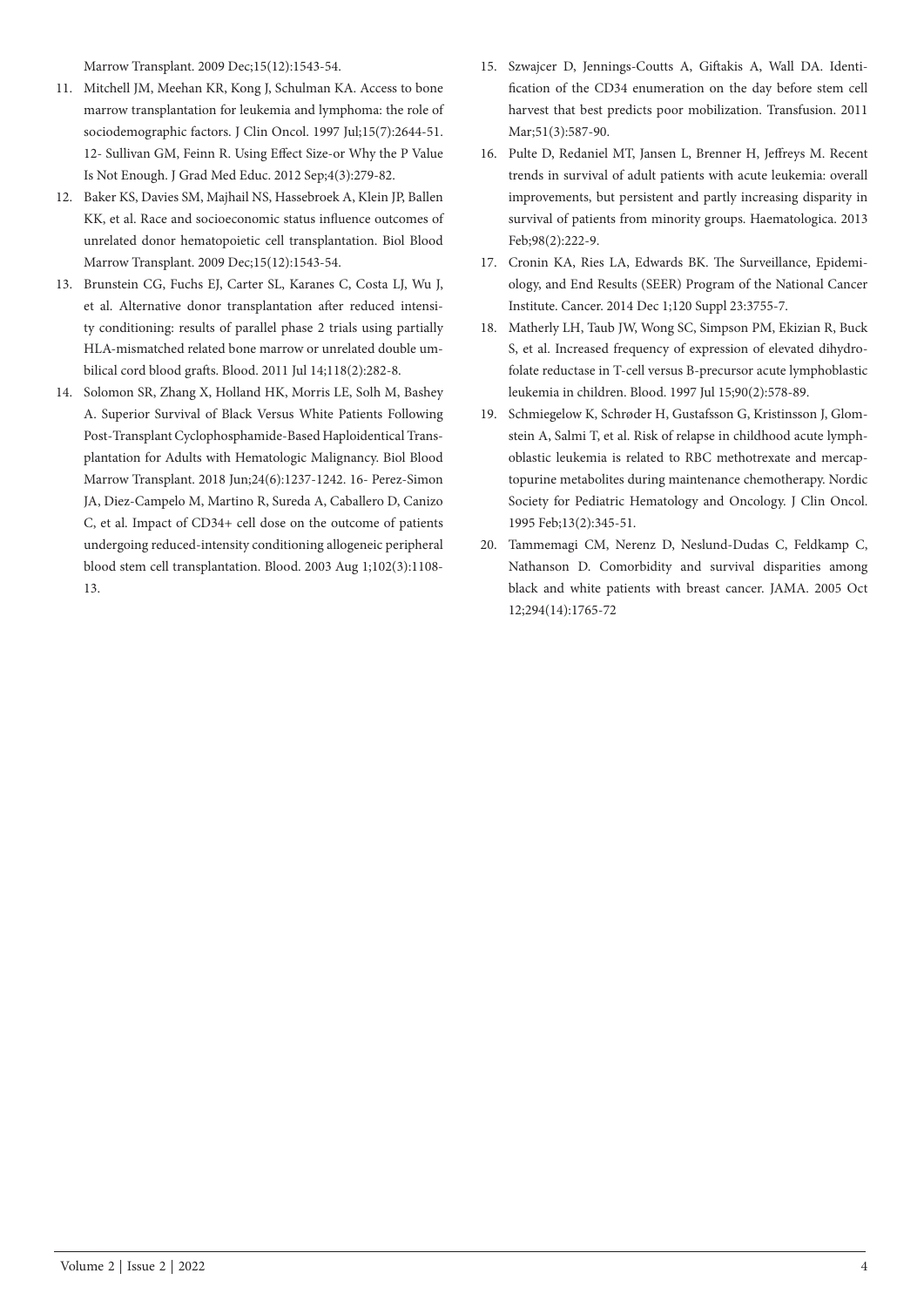Marrow Transplant. 2009 Dec;15(12):1543-54.

11. Mitchell JM, Meehan KR, Kong J, Schulman KA. Access to bone marrow transplantation for leukemia and lymphoma: the role of sociodemographic factors. J Clin Oncol. 1997 Jul;15(7):2644-51. 12- Sullivan GM, Feinn R. Using Effect Size-or Why the P Value Is Not Enough. J Grad Med Educ. 2012 Sep;4(3):279-82.
12. Baker KS, Davies SM, Majhail NS, Hassebroek A, Klein JP, Ballen KK, et al. Race and socioeconomic status influence outcomes of unrelated donor hematopoietic cell transplantation. Biol Blood Marrow Transplant. 2009 Dec;15(12):1543-54.
13. Brunstein CG, Fuchs EJ, Carter SL, Karanes C, Costa LJ, Wu J, et al. Alternative donor transplantation after reduced intensity conditioning: results of parallel phase 2 trials using partially HLA-mismatched related bone marrow or unrelated double umbilical cord blood grafts. Blood. 2011 Jul 14;118(2):282-8.
14. Solomon SR, Zhang X, Holland HK, Morris LE, Solh M, Bashey A. Superior Survival of Black Versus White Patients Following Post-Transplant Cyclophosphamide-Based Haploidentical Transplantation for Adults with Hematologic Malignancy. Biol Blood Marrow Transplant. 2018 Jun;24(6):1237-1242. 16- Perez-Simon JA, Diez-Campelo M, Martino R, Sureda A, Caballero D, Canizo C, et al. Impact of CD34+ cell dose on the outcome of patients undergoing reduced-intensity conditioning allogeneic peripheral blood stem cell transplantation. Blood. 2003 Aug 1;102(3):1108-13.
15. Szwajcer D, Jennings-Coutts A, Giftakis A, Wall DA. Identification of the CD34 enumeration on the day before stem cell harvest that best predicts poor mobilization. Transfusion. 2011 Mar;51(3):587-90.
16. Pulte D, Redaniel MT, Jansen L, Brenner H, Jeffreys M. Recent trends in survival of adult patients with acute leukemia: overall improvements, but persistent and partly increasing disparity in survival of patients from minority groups. Haematologica. 2013 Feb;98(2):222-9.
17. Cronin KA, Ries LA, Edwards BK. The Surveillance, Epidemiology, and End Results (SEER) Program of the National Cancer Institute. Cancer. 2014 Dec 1;120 Suppl 23:3755-7.
18. Matherly LH, Taub JW, Wong SC, Simpson PM, Ekizian R, Buck S, et al. Increased frequency of expression of elevated dihydrofolate reductase in T-cell versus B-precursor acute lymphoblastic leukemia in children. Blood. 1997 Jul 15;90(2):578-89.
19. Schmiegelow K, Schrøder H, Gustafsson G, Kristinsson J, Glomstein A, Salmi T, et al. Risk of relapse in childhood acute lymphoblastic leukemia is related to RBC methotrexate and mercaptopurine metabolites during maintenance chemotherapy. Nordic Society for Pediatric Hematology and Oncology. J Clin Oncol. 1995 Feb;13(2):345-51.
20. Tammemagi CM, Nerenz D, Neslund-Dudas C, Feldkamp C, Nathanson D. Comorbidity and survival disparities among black and white patients with breast cancer. JAMA. 2005 Oct 12;294(14):1765-72